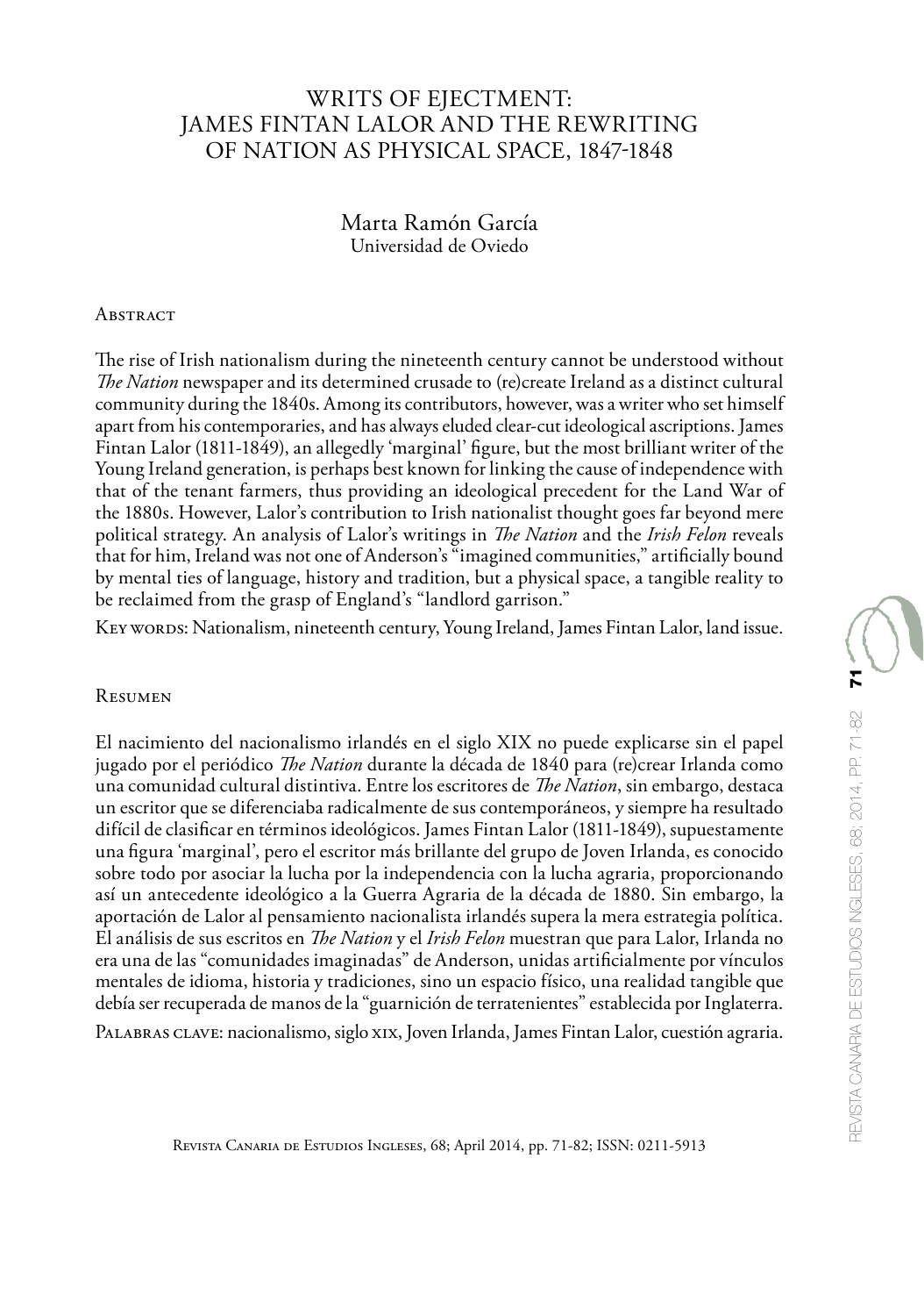# WRITS OF EJECTMENT: JAMES FINTAN LALOR AND THE REWRITING OF NATION AS PHYSICAL SPACE, 1847-1848

Marta Ramón García
Universidad de Oviedo

## Abstract

The rise of Irish nationalism during the nineteenth century cannot be understood without *The Nation* newspaper and its determined crusade to (re)create Ireland as a distinct cultural community during the 1840s. Among its contributors, however, was a writer who set himself apart from his contemporaries, and has always eluded clear-cut ideological ascriptions. James Fintan Lalor (1811-1849), an allegedly 'marginal' figure, but the most brilliant writer of the Young Ireland generation, is perhaps best known for linking the cause of independence with that of the tenant farmers, thus providing an ideological precedent for the Land War of the 1880s. However, Lalor's contribution to Irish nationalist thought goes far beyond mere political strategy. An analysis of Lalor's writings in *The Nation* and the *Irish Felon* reveals that for him, Ireland was not one of Anderson's "imagined communities," artificially bound by mental ties of language, history and tradition, but a physical space, a tangible reality to be reclaimed from the grasp of England's "landlord garrison."

Key words: Nationalism, nineteenth century, Young Ireland, James Fintan Lalor, land issue.

## Resumen

El nacimiento del nacionalismo irlandés en el siglo XIX no puede explicarse sin el papel jugado por el periódico *The Nation* durante la década de 1840 para (re)crear Irlanda como una comunidad cultural distintiva. Entre los escritores de *The Nation*, sin embargo, destaca un escritor que se diferenciaba radicalmente de sus contemporáneos, y siempre ha resultado difícil de clasificar en términos ideológicos. James Fintan Lalor (1811-1849), supuestamente una figura 'marginal', pero el escritor más brillante del grupo de Joven Irlanda, es conocido sobre todo por asociar la lucha por la independencia con la lucha agraria, proporcionando así un antecedente ideológico a la Guerra Agraria de la década de 1880. Sin embargo, la aportación de Lalor al pensamiento nacionalista irlandés supera la mera estrategia política. El análisis de sus escritos en *The Nation* y el *Irish Felon* muestran que para Lalor, Irlanda no era una de las "comunidades imaginadas" de Anderson, unidas artificialmente por vínculos mentales de idioma, historia y tradiciones, sino un espacio físico, una realidad tangible que debía ser recuperada de manos de la "guarnición de terratenientes" establecida por Inglaterra.

Palabras clave: nacionalismo, siglo xix, Joven Irlanda, James Fintan Lalor, cuestión agraria.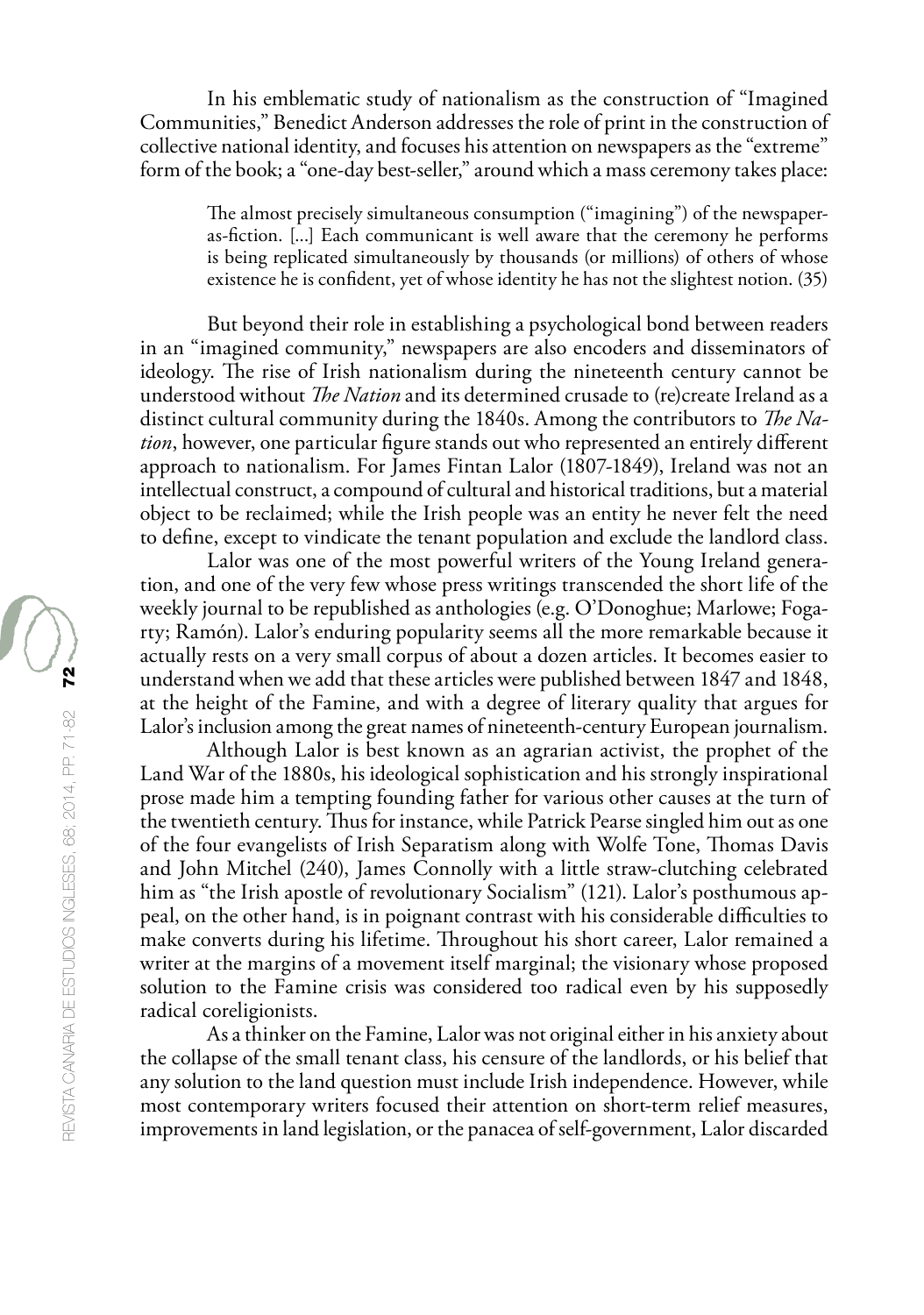In his emblematic study of nationalism as the construction of "Imagined Communities," Benedict Anderson addresses the role of print in the construction of collective national identity, and focuses his attention on newspapers as the "extreme" form of the book; a "one-day best-seller," around which a mass ceremony takes place:

> The almost precisely simultaneous consumption ("imagining") of the newspaper-as-fiction. [...] Each communicant is well aware that the ceremony he performs is being replicated simultaneously by thousands (or millions) of others of whose existence he is confident, yet of whose identity he has not the slightest notion. (35)

But beyond their role in establishing a psychological bond between readers in an "imagined community," newspapers are also encoders and disseminators of ideology. The rise of Irish nationalism during the nineteenth century cannot be understood without *The Nation* and its determined crusade to (re)create Ireland as a distinct cultural community during the 1840s. Among the contributors to *The Nation*, however, one particular figure stands out who represented an entirely different approach to nationalism. For James Fintan Lalor (1807-1849), Ireland was not an intellectual construct, a compound of cultural and historical traditions, but a material object to be reclaimed; while the Irish people was an entity he never felt the need to define, except to vindicate the tenant population and exclude the landlord class.

Lalor was one of the most powerful writers of the Young Ireland generation, and one of the very few whose press writings transcended the short life of the weekly journal to be republished as anthologies (e.g. O'Donoghue; Marlowe; Fogarty; Ramón). Lalor's enduring popularity seems all the more remarkable because it actually rests on a very small corpus of about a dozen articles. It becomes easier to understand when we add that these articles were published between 1847 and 1848, at the height of the Famine, and with a degree of literary quality that argues for Lalor's inclusion among the great names of nineteenth-century European journalism.

Although Lalor is best known as an agrarian activist, the prophet of the Land War of the 1880s, his ideological sophistication and his strongly inspirational prose made him a tempting founding father for various other causes at the turn of the twentieth century. Thus for instance, while Patrick Pearse singled him out as one of the four evangelists of Irish Separatism along with Wolfe Tone, Thomas Davis and John Mitchel (240), James Connolly with a little straw-clutching celebrated him as "the Irish apostle of revolutionary Socialism" (121). Lalor's posthumous appeal, on the other hand, is in poignant contrast with his considerable difficulties to make converts during his lifetime. Throughout his short career, Lalor remained a writer at the margins of a movement itself marginal; the visionary whose proposed solution to the Famine crisis was considered too radical even by his supposedly radical coreligionists.

As a thinker on the Famine, Lalor was not original either in his anxiety about the collapse of the small tenant class, his censure of the landlords, or his belief that any solution to the land question must include Irish independence. However, while most contemporary writers focused their attention on short-term relief measures, improvements in land legislation, or the panacea of self-government, Lalor discarded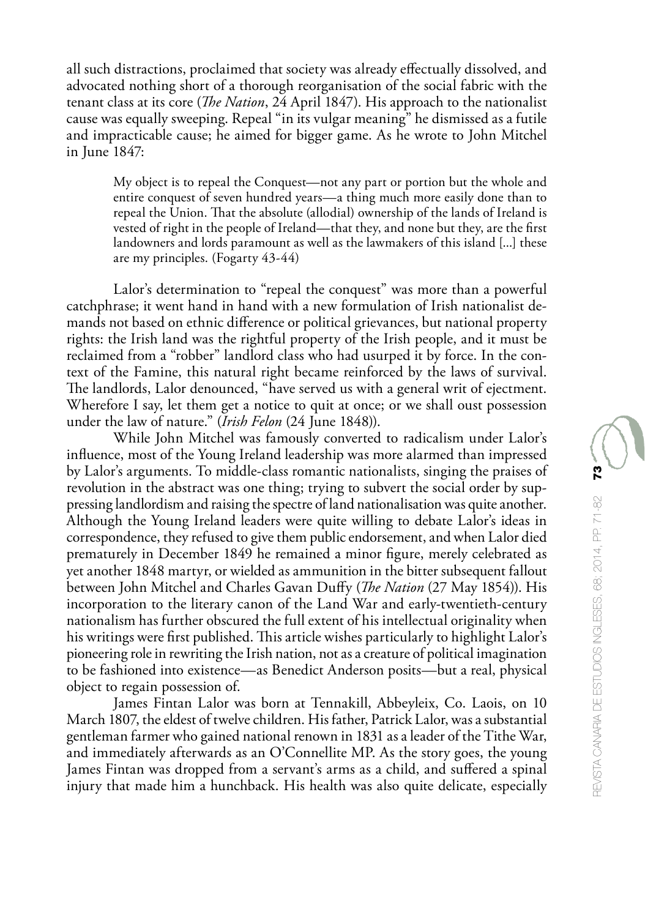all such distractions, proclaimed that society was already effectually dissolved, and advocated nothing short of a thorough reorganisation of the social fabric with the tenant class at its core (*The Nation*, 24 April 1847). His approach to the nationalist cause was equally sweeping. Repeal "in its vulgar meaning" he dismissed as a futile and impracticable cause; he aimed for bigger game. As he wrote to John Mitchel in June 1847:

> My object is to repeal the Conquest—not any part or portion but the whole and entire conquest of seven hundred years—a thing much more easily done than to repeal the Union. That the absolute (allodial) ownership of the lands of Ireland is vested of right in the people of Ireland—that they, and none but they, are the first landowners and lords paramount as well as the lawmakers of this island [...] these are my principles. (Fogarty 43-44)

Lalor's determination to "repeal the conquest" was more than a powerful catchphrase; it went hand in hand with a new formulation of Irish nationalist demands not based on ethnic difference or political grievances, but national property rights: the Irish land was the rightful property of the Irish people, and it must be reclaimed from a "robber" landlord class who had usurped it by force. In the context of the Famine, this natural right became reinforced by the laws of survival. The landlords, Lalor denounced, "have served us with a general writ of ejectment. Wherefore I say, let them get a notice to quit at once; or we shall oust possession under the law of nature." (*Irish Felon* (24 June 1848)).

While John Mitchel was famously converted to radicalism under Lalor's influence, most of the Young Ireland leadership was more alarmed than impressed by Lalor's arguments. To middle-class romantic nationalists, singing the praises of revolution in the abstract was one thing; trying to subvert the social order by suppressing landlordism and raising the spectre of land nationalisation was quite another. Although the Young Ireland leaders were quite willing to debate Lalor's ideas in correspondence, they refused to give them public endorsement, and when Lalor died prematurely in December 1849 he remained a minor figure, merely celebrated as yet another 1848 martyr, or wielded as ammunition in the bitter subsequent fallout between John Mitchel and Charles Gavan Duffy (*The Nation* (27 May 1854)). His incorporation to the literary canon of the Land War and early-twentieth-century nationalism has further obscured the full extent of his intellectual originality when his writings were first published. This article wishes particularly to highlight Lalor's pioneering role in rewriting the Irish nation, not as a creature of political imagination to be fashioned into existence—as Benedict Anderson posits—but a real, physical object to regain possession of.

James Fintan Lalor was born at Tennakill, Abbeyleix, Co. Laois, on 10 March 1807, the eldest of twelve children. His father, Patrick Lalor, was a substantial gentleman farmer who gained national renown in 1831 as a leader of the Tithe War, and immediately afterwards as an O'Connellite MP. As the story goes, the young James Fintan was dropped from a servant's arms as a child, and suffered a spinal injury that made him a hunchback. His health was also quite delicate, especially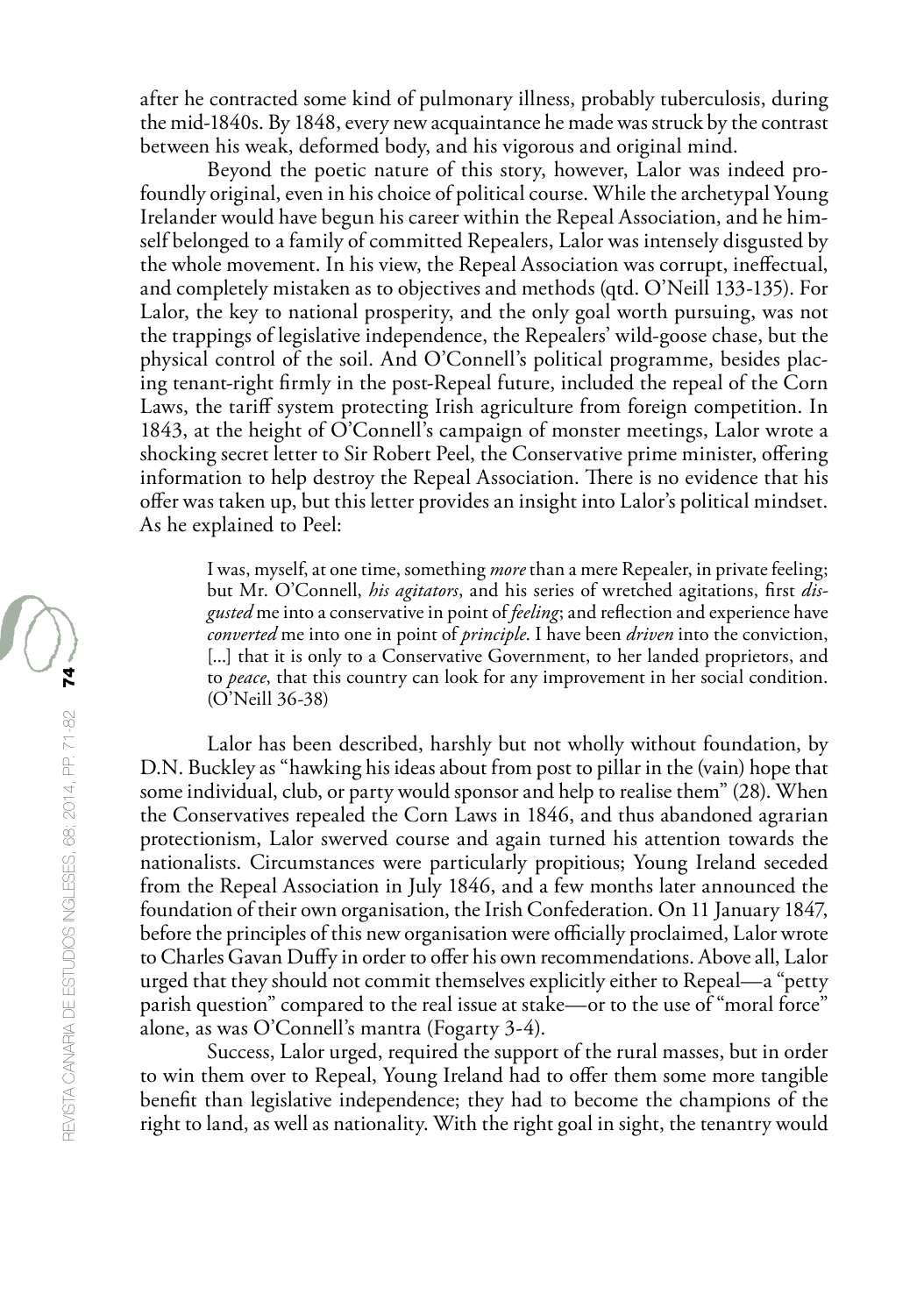after he contracted some kind of pulmonary illness, probably tuberculosis, during the mid-1840s. By 1848, every new acquaintance he made was struck by the contrast between his weak, deformed body, and his vigorous and original mind.

Beyond the poetic nature of this story, however, Lalor was indeed profoundly original, even in his choice of political course. While the archetypal Young Irelander would have begun his career within the Repeal Association, and he himself belonged to a family of committed Repealers, Lalor was intensely disgusted by the whole movement. In his view, the Repeal Association was corrupt, ineffectual, and completely mistaken as to objectives and methods (qtd. O'Neill 133-135). For Lalor, the key to national prosperity, and the only goal worth pursuing, was not the trappings of legislative independence, the Repealers' wild-goose chase, but the physical control of the soil. And O'Connell's political programme, besides placing tenant-right firmly in the post-Repeal future, included the repeal of the Corn Laws, the tariff system protecting Irish agriculture from foreign competition. In 1843, at the height of O'Connell's campaign of monster meetings, Lalor wrote a shocking secret letter to Sir Robert Peel, the Conservative prime minister, offering information to help destroy the Repeal Association. There is no evidence that his offer was taken up, but this letter provides an insight into Lalor's political mindset. As he explained to Peel:

> I was, myself, at one time, something *more* than a mere Repealer, in private feeling; but Mr. O'Connell, *his agitators*, and his series of wretched agitations, first *disgusted* me into a conservative in point of *feeling*; and reflection and experience have *converted* me into one in point of *principle*. I have been *driven* into the conviction, [...] that it is only to a Conservative Government, to her landed proprietors, and to *peace*, that this country can look for any improvement in her social condition. (O'Neill 36-38)

Lalor has been described, harshly but not wholly without foundation, by D.N. Buckley as "hawking his ideas about from post to pillar in the (vain) hope that some individual, club, or party would sponsor and help to realise them" (28). When the Conservatives repealed the Corn Laws in 1846, and thus abandoned agrarian protectionism, Lalor swerved course and again turned his attention towards the nationalists. Circumstances were particularly propitious; Young Ireland seceded from the Repeal Association in July 1846, and a few months later announced the foundation of their own organisation, the Irish Confederation. On 11 January 1847, before the principles of this new organisation were officially proclaimed, Lalor wrote to Charles Gavan Duffy in order to offer his own recommendations. Above all, Lalor urged that they should not commit themselves explicitly either to Repeal—a "petty parish question" compared to the real issue at stake—or to the use of "moral force" alone, as was O'Connell's mantra (Fogarty 3-4).

Success, Lalor urged, required the support of the rural masses, but in order to win them over to Repeal, Young Ireland had to offer them some more tangible benefit than legislative independence; they had to become the champions of the right to land, as well as nationality. With the right goal in sight, the tenantry would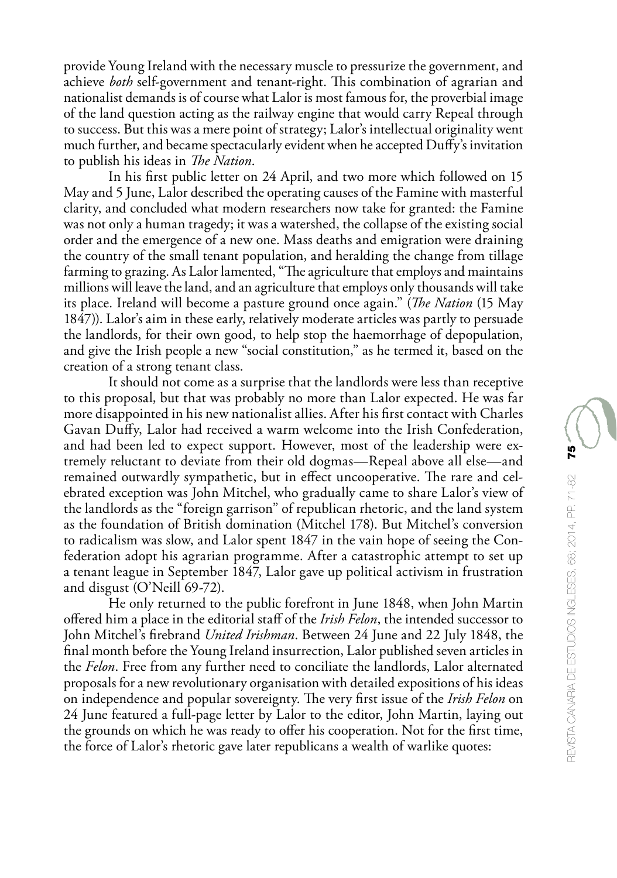provide Young Ireland with the necessary muscle to pressurize the government, and achieve *both* self-government and tenant-right. This combination of agrarian and nationalist demands is of course what Lalor is most famous for, the proverbial image of the land question acting as the railway engine that would carry Repeal through to success. But this was a mere point of strategy; Lalor's intellectual originality went much further, and became spectacularly evident when he accepted Duffy's invitation to publish his ideas in *The Nation*.

In his first public letter on 24 April, and two more which followed on 15 May and 5 June, Lalor described the operating causes of the Famine with masterful clarity, and concluded what modern researchers now take for granted: the Famine was not only a human tragedy; it was a watershed, the collapse of the existing social order and the emergence of a new one. Mass deaths and emigration were draining the country of the small tenant population, and heralding the change from tillage farming to grazing. As Lalor lamented, "The agriculture that employs and maintains millions will leave the land, and an agriculture that employs only thousands will take its place. Ireland will become a pasture ground once again." (*The Nation* (15 May 1847)). Lalor's aim in these early, relatively moderate articles was partly to persuade the landlords, for their own good, to help stop the haemorrhage of depopulation, and give the Irish people a new "social constitution," as he termed it, based on the creation of a strong tenant class.

It should not come as a surprise that the landlords were less than receptive to this proposal, but that was probably no more than Lalor expected. He was far more disappointed in his new nationalist allies. After his first contact with Charles Gavan Duffy, Lalor had received a warm welcome into the Irish Confederation, and had been led to expect support. However, most of the leadership were extremely reluctant to deviate from their old dogmas—Repeal above all else—and remained outwardly sympathetic, but in effect uncooperative. The rare and celebrated exception was John Mitchel, who gradually came to share Lalor's view of the landlords as the "foreign garrison" of republican rhetoric, and the land system as the foundation of British domination (Mitchel 178). But Mitchel's conversion to radicalism was slow, and Lalor spent 1847 in the vain hope of seeing the Confederation adopt his agrarian programme. After a catastrophic attempt to set up a tenant league in September 1847, Lalor gave up political activism in frustration and disgust (O'Neill 69-72).

He only returned to the public forefront in June 1848, when John Martin offered him a place in the editorial staff of the *Irish Felon*, the intended successor to John Mitchel's firebrand *United Irishman*. Between 24 June and 22 July 1848, the final month before the Young Ireland insurrection, Lalor published seven articles in the *Felon*. Free from any further need to conciliate the landlords, Lalor alternated proposals for a new revolutionary organisation with detailed expositions of his ideas on independence and popular sovereignty. The very first issue of the *Irish Felon* on 24 June featured a full-page letter by Lalor to the editor, John Martin, laying out the grounds on which he was ready to offer his cooperation. Not for the first time, the force of Lalor's rhetoric gave later republicans a wealth of warlike quotes: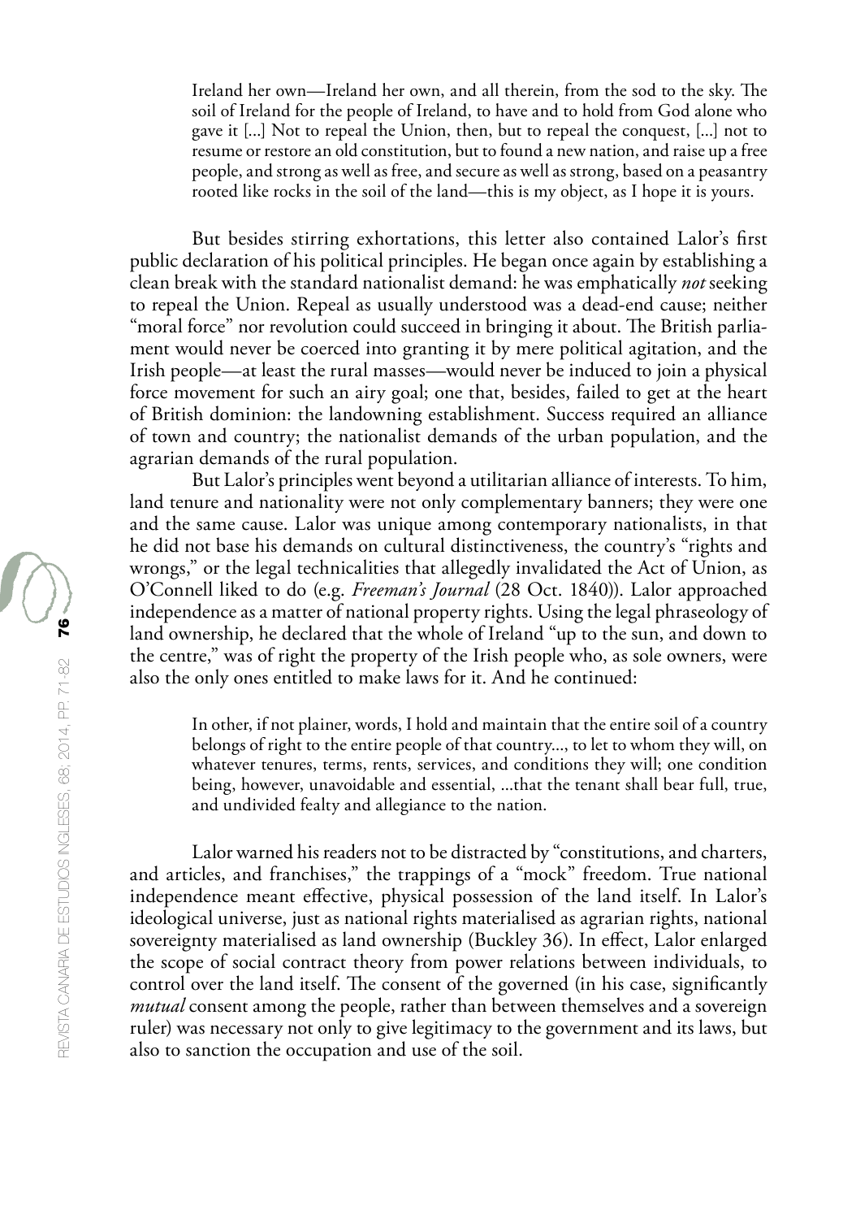> Ireland her own—Ireland her own, and all therein, from the sod to the sky. The soil of Ireland for the people of Ireland, to have and to hold from God alone who gave it [...] Not to repeal the Union, then, but to repeal the conquest, [...] not to resume or restore an old constitution, but to found a new nation, and raise up a free people, and strong as well as free, and secure as well as strong, based on a peasantry rooted like rocks in the soil of the land—this is my object, as I hope it is yours.

But besides stirring exhortations, this letter also contained Lalor's first public declaration of his political principles. He began once again by establishing a clean break with the standard nationalist demand: he was emphatically *not* seeking to repeal the Union. Repeal as usually understood was a dead-end cause; neither "moral force" nor revolution could succeed in bringing it about. The British parliament would never be coerced into granting it by mere political agitation, and the Irish people—at least the rural masses—would never be induced to join a physical force movement for such an airy goal; one that, besides, failed to get at the heart of British dominion: the landowning establishment. Success required an alliance of town and country; the nationalist demands of the urban population, and the agrarian demands of the rural population.

But Lalor's principles went beyond a utilitarian alliance of interests. To him, land tenure and nationality were not only complementary banners; they were one and the same cause. Lalor was unique among contemporary nationalists, in that he did not base his demands on cultural distinctiveness, the country's "rights and wrongs," or the legal technicalities that allegedly invalidated the Act of Union, as O'Connell liked to do (e.g. *Freeman's Journal* (28 Oct. 1840)). Lalor approached independence as a matter of national property rights. Using the legal phraseology of land ownership, he declared that the whole of Ireland "up to the sun, and down to the centre," was of right the property of the Irish people who, as sole owners, were also the only ones entitled to make laws for it. And he continued:

> In other, if not plainer, words, I hold and maintain that the entire soil of a country belongs of right to the entire people of that country..., to let to whom they will, on whatever tenures, terms, rents, services, and conditions they will; one condition being, however, unavoidable and essential, ...that the tenant shall bear full, true, and undivided fealty and allegiance to the nation.

Lalor warned his readers not to be distracted by "constitutions, and charters, and articles, and franchises," the trappings of a "mock" freedom. True national independence meant effective, physical possession of the land itself. In Lalor's ideological universe, just as national rights materialised as agrarian rights, national sovereignty materialised as land ownership (Buckley 36). In effect, Lalor enlarged the scope of social contract theory from power relations between individuals, to control over the land itself. The consent of the governed (in his case, significantly *mutual* consent among the people, rather than between themselves and a sovereign ruler) was necessary not only to give legitimacy to the government and its laws, but also to sanction the occupation and use of the soil.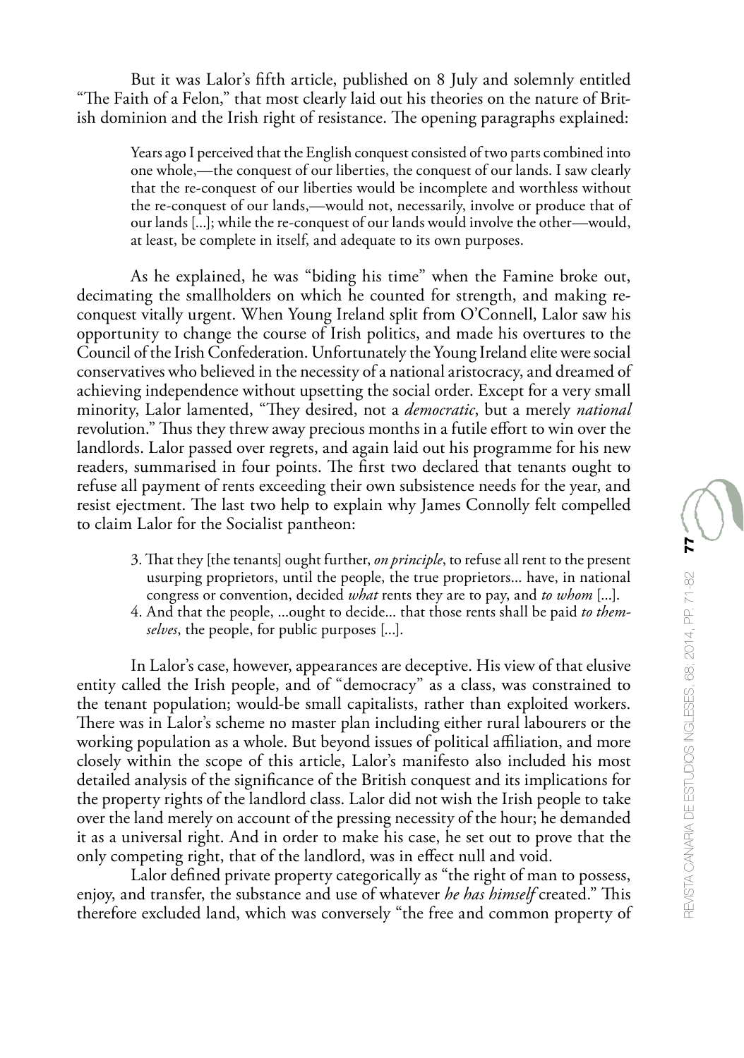But it was Lalor's fifth article, published on 8 July and solemnly entitled "The Faith of a Felon," that most clearly laid out his theories on the nature of British dominion and the Irish right of resistance. The opening paragraphs explained:

> Years ago I perceived that the English conquest consisted of two parts combined into one whole,—the conquest of our liberties, the conquest of our lands. I saw clearly that the re-conquest of our liberties would be incomplete and worthless without the re-conquest of our lands,—would not, necessarily, involve or produce that of our lands [...]; while the re-conquest of our lands would involve the other—would, at least, be complete in itself, and adequate to its own purposes.

As he explained, he was "biding his time" when the Famine broke out, decimating the smallholders on which he counted for strength, and making re-conquest vitally urgent. When Young Ireland split from O'Connell, Lalor saw his opportunity to change the course of Irish politics, and made his overtures to the Council of the Irish Confederation. Unfortunately the Young Ireland elite were social conservatives who believed in the necessity of a national aristocracy, and dreamed of achieving independence without upsetting the social order. Except for a very small minority, Lalor lamented, "They desired, not a *democratic*, but a merely *national* revolution." Thus they threw away precious months in a futile effort to win over the landlords. Lalor passed over regrets, and again laid out his programme for his new readers, summarised in four points. The first two declared that tenants ought to refuse all payment of rents exceeding their own subsistence needs for the year, and resist ejectment. The last two help to explain why James Connolly felt compelled to claim Lalor for the Socialist pantheon:

> 3. That they [the tenants] ought further, *on principle*, to refuse all rent to the present usurping proprietors, until the people, the true proprietors... have, in national congress or convention, decided *what* rents they are to pay, and *to whom* [...].
> 4. And that the people, ...ought to decide... that those rents shall be paid *to themselves*, the people, for public purposes [...].

In Lalor's case, however, appearances are deceptive. His view of that elusive entity called the Irish people, and of "democracy" as a class, was constrained to the tenant population; would-be small capitalists, rather than exploited workers. There was in Lalor's scheme no master plan including either rural labourers or the working population as a whole. But beyond issues of political affiliation, and more closely within the scope of this article, Lalor's manifesto also included his most detailed analysis of the significance of the British conquest and its implications for the property rights of the landlord class. Lalor did not wish the Irish people to take over the land merely on account of the pressing necessity of the hour; he demanded it as a universal right. And in order to make his case, he set out to prove that the only competing right, that of the landlord, was in effect null and void.

Lalor defined private property categorically as "the right of man to possess, enjoy, and transfer, the substance and use of whatever *he has himself* created." This therefore excluded land, which was conversely "the free and common property of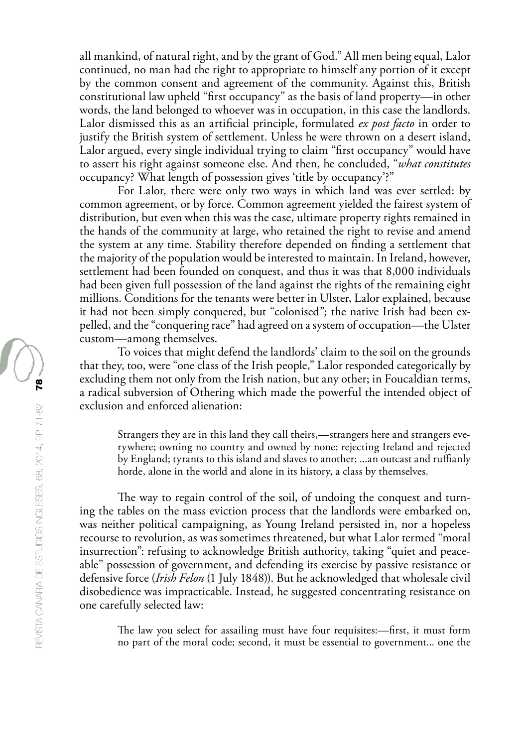all mankind, of natural right, and by the grant of God." All men being equal, Lalor continued, no man had the right to appropriate to himself any portion of it except by the common consent and agreement of the community. Against this, British constitutional law upheld "first occupancy" as the basis of land property—in other words, the land belonged to whoever was in occupation, in this case the landlords. Lalor dismissed this as an artificial principle, formulated *ex post facto* in order to justify the British system of settlement. Unless he were thrown on a desert island, Lalor argued, every single individual trying to claim "first occupancy" would have to assert his right against someone else. And then, he concluded, "*what constitutes* occupancy? What length of possession gives 'title by occupancy'?"

For Lalor, there were only two ways in which land was ever settled: by common agreement, or by force. Common agreement yielded the fairest system of distribution, but even when this was the case, ultimate property rights remained in the hands of the community at large, who retained the right to revise and amend the system at any time. Stability therefore depended on finding a settlement that the majority of the population would be interested to maintain. In Ireland, however, settlement had been founded on conquest, and thus it was that 8,000 individuals had been given full possession of the land against the rights of the remaining eight millions. Conditions for the tenants were better in Ulster, Lalor explained, because it had not been simply conquered, but "colonised"; the native Irish had been expelled, and the "conquering race" had agreed on a system of occupation—the Ulster custom—among themselves.

To voices that might defend the landlords' claim to the soil on the grounds that they, too, were "one class of the Irish people," Lalor responded categorically by excluding them not only from the Irish nation, but any other; in Foucaldian terms, a radical subversion of Othering which made the powerful the intended object of exclusion and enforced alienation:

> Strangers they are in this land they call theirs,—strangers here and strangers everywhere; owning no country and owned by none; rejecting Ireland and rejected by England; tyrants to this island and slaves to another; ...an outcast and ruffianly horde, alone in the world and alone in its history, a class by themselves.

The way to regain control of the soil, of undoing the conquest and turning the tables on the mass eviction process that the landlords were embarked on, was neither political campaigning, as Young Ireland persisted in, nor a hopeless recourse to revolution, as was sometimes threatened, but what Lalor termed "moral insurrection": refusing to acknowledge British authority, taking "quiet and peaceable" possession of government, and defending its exercise by passive resistance or defensive force (*Irish Felon* (1 July 1848)). But he acknowledged that wholesale civil disobedience was impracticable. Instead, he suggested concentrating resistance on one carefully selected law:

> The law you select for assailing must have four requisites:—first, it must form no part of the moral code; second, it must be essential to government... one the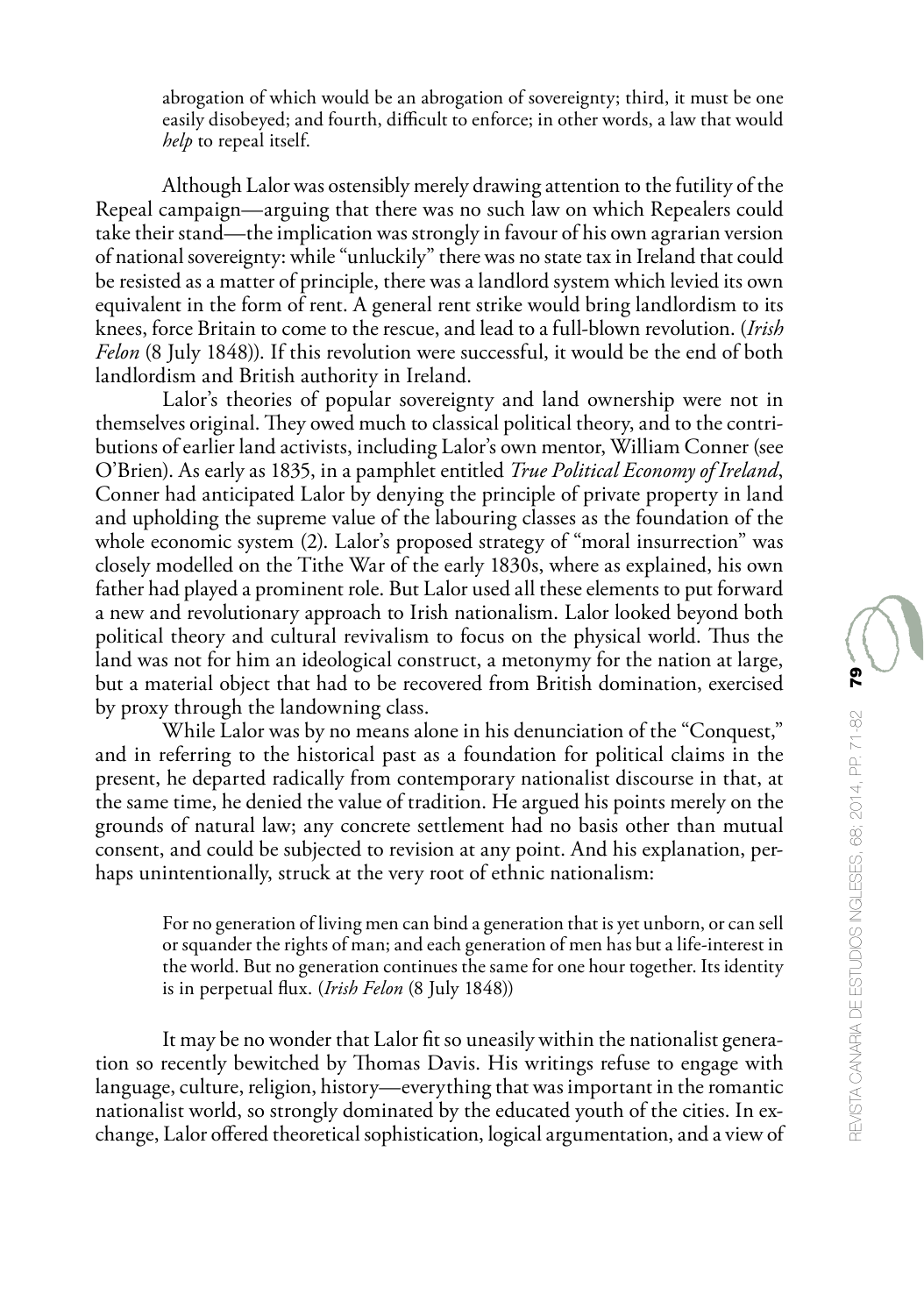abrogation of which would be an abrogation of sovereignty; third, it must be one easily disobeyed; and fourth, difficult to enforce; in other words, a law that would *help* to repeal itself.

Although Lalor was ostensibly merely drawing attention to the futility of the Repeal campaign—arguing that there was no such law on which Repealers could take their stand—the implication was strongly in favour of his own agrarian version of national sovereignty: while "unluckily" there was no state tax in Ireland that could be resisted as a matter of principle, there was a landlord system which levied its own equivalent in the form of rent. A general rent strike would bring landlordism to its knees, force Britain to come to the rescue, and lead to a full-blown revolution. (*Irish Felon* (8 July 1848)). If this revolution were successful, it would be the end of both landlordism and British authority in Ireland.

Lalor's theories of popular sovereignty and land ownership were not in themselves original. They owed much to classical political theory, and to the contributions of earlier land activists, including Lalor's own mentor, William Conner (see O'Brien). As early as 1835, in a pamphlet entitled *True Political Economy of Ireland*, Conner had anticipated Lalor by denying the principle of private property in land and upholding the supreme value of the labouring classes as the foundation of the whole economic system (2). Lalor's proposed strategy of "moral insurrection" was closely modelled on the Tithe War of the early 1830s, where as explained, his own father had played a prominent role. But Lalor used all these elements to put forward a new and revolutionary approach to Irish nationalism. Lalor looked beyond both political theory and cultural revivalism to focus on the physical world. Thus the land was not for him an ideological construct, a metonymy for the nation at large, but a material object that had to be recovered from British domination, exercised by proxy through the landowning class.

While Lalor was by no means alone in his denunciation of the "Conquest," and in referring to the historical past as a foundation for political claims in the present, he departed radically from contemporary nationalist discourse in that, at the same time, he denied the value of tradition. He argued his points merely on the grounds of natural law; any concrete settlement had no basis other than mutual consent, and could be subjected to revision at any point. And his explanation, perhaps unintentionally, struck at the very root of ethnic nationalism:

> For no generation of living men can bind a generation that is yet unborn, or can sell or squander the rights of man; and each generation of men has but a life-interest in the world. But no generation continues the same for one hour together. Its identity is in perpetual flux. (*Irish Felon* (8 July 1848))

It may be no wonder that Lalor fit so uneasily within the nationalist generation so recently bewitched by Thomas Davis. His writings refuse to engage with language, culture, religion, history—everything that was important in the romantic nationalist world, so strongly dominated by the educated youth of the cities. In exchange, Lalor offered theoretical sophistication, logical argumentation, and a view of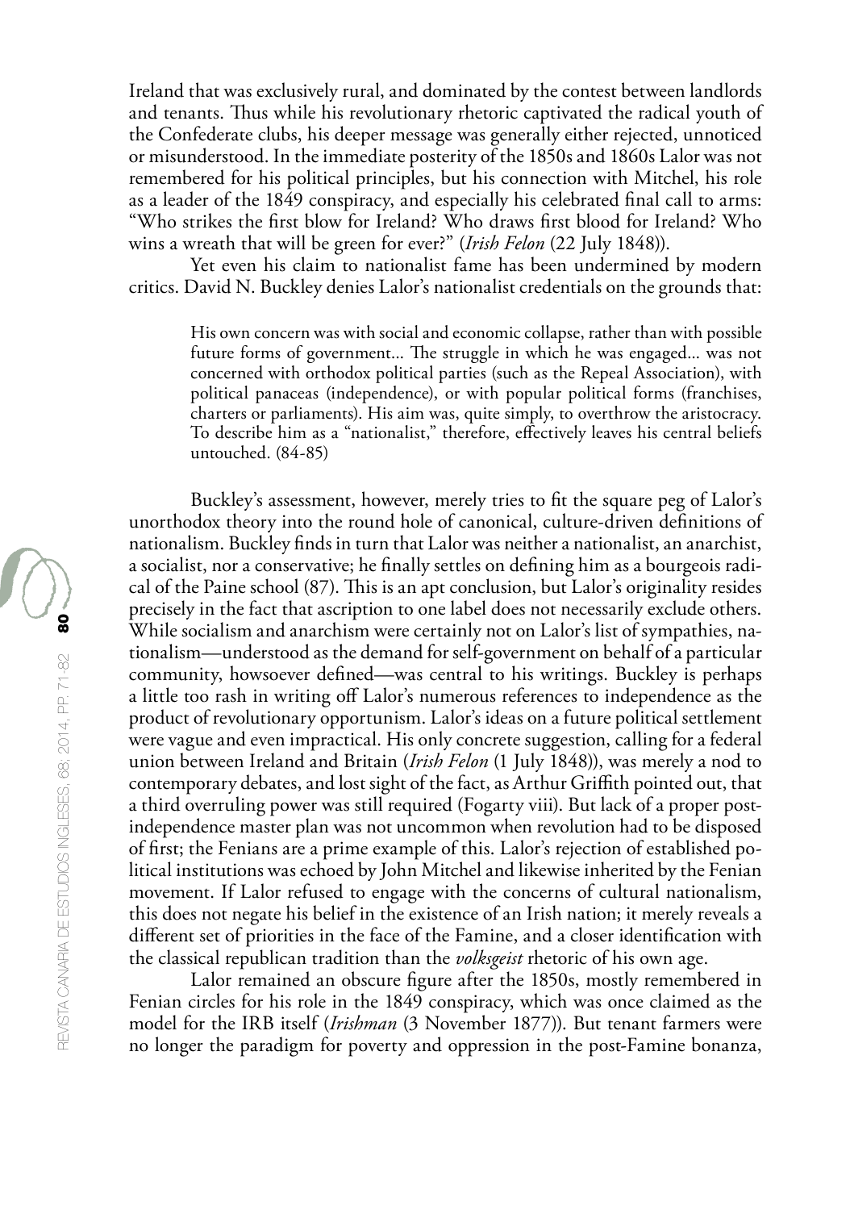Ireland that was exclusively rural, and dominated by the contest between landlords and tenants. Thus while his revolutionary rhetoric captivated the radical youth of the Confederate clubs, his deeper message was generally either rejected, unnoticed or misunderstood. In the immediate posterity of the 1850s and 1860s Lalor was not remembered for his political principles, but his connection with Mitchel, his role as a leader of the 1849 conspiracy, and especially his celebrated final call to arms: "Who strikes the first blow for Ireland? Who draws first blood for Ireland? Who wins a wreath that will be green for ever?" (*Irish Felon* (22 July 1848)).

Yet even his claim to nationalist fame has been undermined by modern critics. David N. Buckley denies Lalor's nationalist credentials on the grounds that:

> His own concern was with social and economic collapse, rather than with possible future forms of government... The struggle in which he was engaged... was not concerned with orthodox political parties (such as the Repeal Association), with political panaceas (independence), or with popular political forms (franchises, charters or parliaments). His aim was, quite simply, to overthrow the aristocracy. To describe him as a "nationalist," therefore, effectively leaves his central beliefs untouched. (84-85)

Buckley's assessment, however, merely tries to fit the square peg of Lalor's unorthodox theory into the round hole of canonical, culture-driven definitions of nationalism. Buckley finds in turn that Lalor was neither a nationalist, an anarchist, a socialist, nor a conservative; he finally settles on defining him as a bourgeois radical of the Paine school (87). This is an apt conclusion, but Lalor's originality resides precisely in the fact that ascription to one label does not necessarily exclude others. While socialism and anarchism were certainly not on Lalor's list of sympathies, nationalism—understood as the demand for self-government on behalf of a particular community, howsoever defined—was central to his writings. Buckley is perhaps a little too rash in writing off Lalor's numerous references to independence as the product of revolutionary opportunism. Lalor's ideas on a future political settlement were vague and even impractical. His only concrete suggestion, calling for a federal union between Ireland and Britain (*Irish Felon* (1 July 1848)), was merely a nod to contemporary debates, and lost sight of the fact, as Arthur Griffith pointed out, that a third overruling power was still required (Fogarty viii). But lack of a proper post-independence master plan was not uncommon when revolution had to be disposed of first; the Fenians are a prime example of this. Lalor's rejection of established political institutions was echoed by John Mitchel and likewise inherited by the Fenian movement. If Lalor refused to engage with the concerns of cultural nationalism, this does not negate his belief in the existence of an Irish nation; it merely reveals a different set of priorities in the face of the Famine, and a closer identification with the classical republican tradition than the *volksgeist* rhetoric of his own age.

Lalor remained an obscure figure after the 1850s, mostly remembered in Fenian circles for his role in the 1849 conspiracy, which was once claimed as the model for the IRB itself (*Irishman* (3 November 1877)). But tenant farmers were no longer the paradigm for poverty and oppression in the post-Famine bonanza,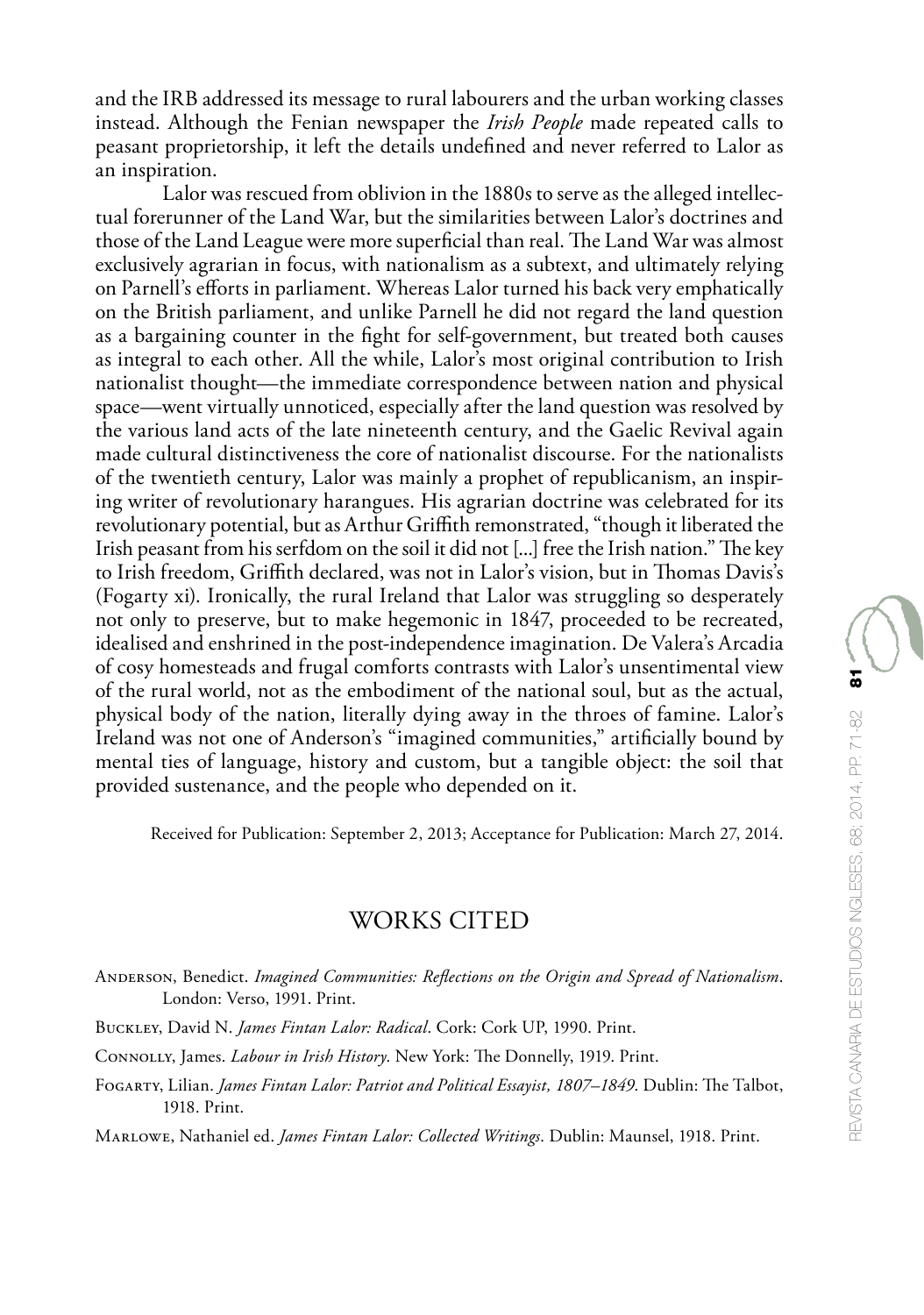and the IRB addressed its message to rural labourers and the urban working classes instead. Although the Fenian newspaper the *Irish People* made repeated calls to peasant proprietorship, it left the details undefined and never referred to Lalor as an inspiration.

Lalor was rescued from oblivion in the 1880s to serve as the alleged intellectual forerunner of the Land War, but the similarities between Lalor's doctrines and those of the Land League were more superficial than real. The Land War was almost exclusively agrarian in focus, with nationalism as a subtext, and ultimately relying on Parnell's efforts in parliament. Whereas Lalor turned his back very emphatically on the British parliament, and unlike Parnell he did not regard the land question as a bargaining counter in the fight for self-government, but treated both causes as integral to each other. All the while, Lalor's most original contribution to Irish nationalist thought—the immediate correspondence between nation and physical space—went virtually unnoticed, especially after the land question was resolved by the various land acts of the late nineteenth century, and the Gaelic Revival again made cultural distinctiveness the core of nationalist discourse. For the nationalists of the twentieth century, Lalor was mainly a prophet of republicanism, an inspiring writer of revolutionary harangues. His agrarian doctrine was celebrated for its revolutionary potential, but as Arthur Griffith remonstrated, "though it liberated the Irish peasant from his serfdom on the soil it did not [...] free the Irish nation." The key to Irish freedom, Griffith declared, was not in Lalor's vision, but in Thomas Davis's (Fogarty xi). Ironically, the rural Ireland that Lalor was struggling so desperately not only to preserve, but to make hegemonic in 1847, proceeded to be recreated, idealised and enshrined in the post-independence imagination. De Valera's Arcadia of cosy homesteads and frugal comforts contrasts with Lalor's unsentimental view of the rural world, not as the embodiment of the national soul, but as the actual, physical body of the nation, literally dying away in the throes of famine. Lalor's Ireland was not one of Anderson's "imagined communities," artificially bound by mental ties of language, history and custom, but a tangible object: the soil that provided sustenance, and the people who depended on it.

Received for Publication: September 2, 2013; Acceptance for Publication: March 27, 2014.

## WORKS CITED

Anderson, Benedict. *Imagined Communities: Reflections on the Origin and Spread of Nationalism*. London: Verso, 1991. Print.

Buckley, David N. *James Fintan Lalor: Radical*. Cork: Cork UP, 1990. Print.

Connolly, James. *Labour in Irish History*. New York: The Donnelly, 1919. Print.

Fogarty, Lilian. *James Fintan Lalor: Patriot and Political Essayist, 1807–1849*. Dublin: The Talbot, 1918. Print.

Marlowe, Nathaniel ed. *James Fintan Lalor: Collected Writings*. Dublin: Maunsel, 1918. Print.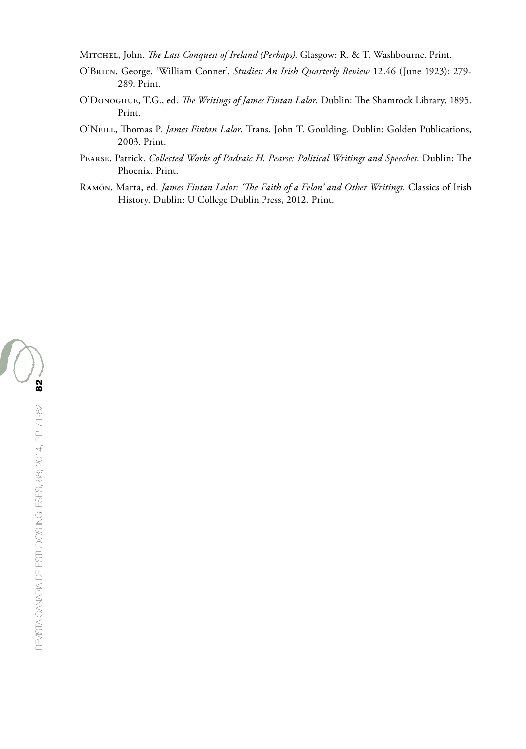Mitchel, John. *The Last Conquest of Ireland (Perhaps)*. Glasgow: R. & T. Washbourne. Print.

O'Brien, George. 'William Conner'. *Studies: An Irish Quarterly Review* 12.46 (June 1923): 279-289. Print.

O'Donoghue, T.G., ed. *The Writings of James Fintan Lalor*. Dublin: The Shamrock Library, 1895. Print.

O'Neill, Thomas P. *James Fintan Lalor*. Trans. John T. Goulding. Dublin: Golden Publications, 2003. Print.

Pearse, Patrick. *Collected Works of Padraic H. Pearse: Political Writings and Speeches*. Dublin: The Phoenix. Print.

Ramón, Marta, ed. *James Fintan Lalor: 'The Faith of a Felon' and Other Writings*. Classics of Irish History. Dublin: U College Dublin Press, 2012. Print.